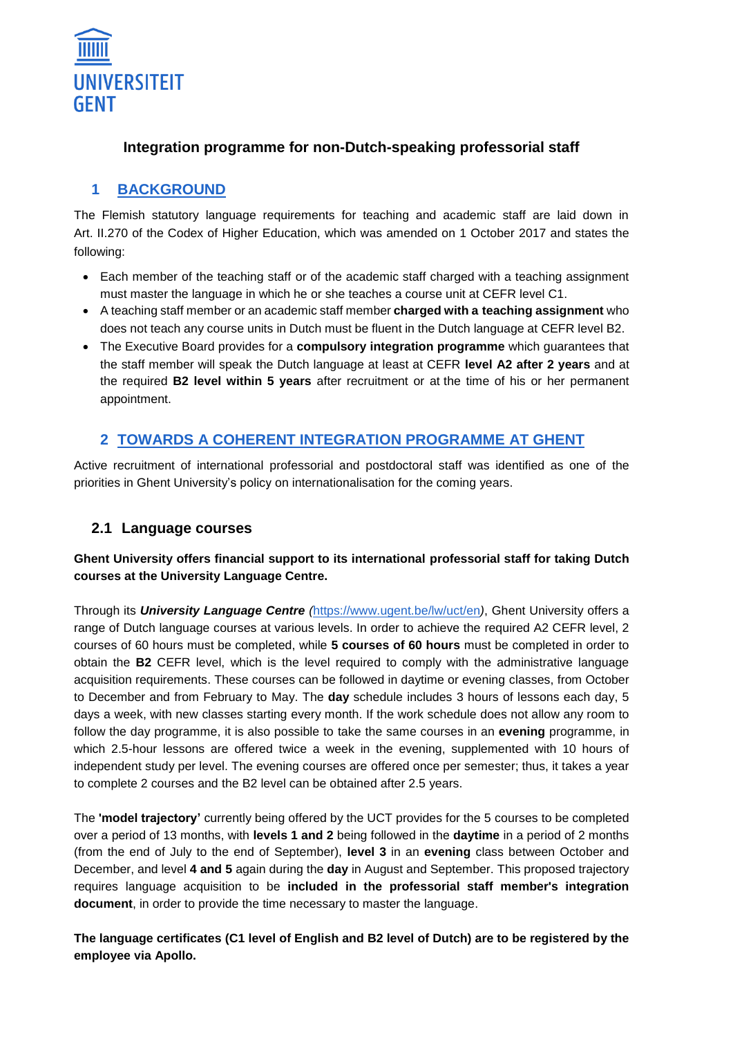UNIVERSITEIT GENT

# Integration programme for non-Dutch-speaking professorial staff

## 1 BACKGROUND

The Flemish statutory language requirements for teaching and academic staff are laid down in Art. II.270 of the Codex of Higher Education, which was amended on 1 October 2017 and states the following:

- Each member of the teaching staff or of the academic staff charged with a teaching assignment must master the language in which he or she teaches a course unit at CEFR level C1.
- A teaching staff member or an academic staff member **charged with a teaching assignment** who does not teach any course units in Dutch must be fluent in the Dutch language at CEFR level B2.
- The Executive Board provides for a **compulsory integration programme** which guarantees that the staff member will speak the Dutch language at least at CEFR **level A2 after 2 years** and at the required **B2 level within 5 years** after recruitment or at the time of his or her permanent appointment.

## 2 TOWARDS A COHERENT INTEGRATION PROGRAMME AT GHENT

Active recruitment of international professorial and postdoctoral staff was identified as one of the priorities in Ghent University's policy on internationalisation for the coming years.

### 2.1 Language courses

**Ghent University offers financial support to its international professorial staff for taking Dutch courses at the University Language Centre.**

Through its ***University Language Centre*** *(*https://www.ugent.be/lw/uct/en*)*, Ghent University offers a range of Dutch language courses at various levels. In order to achieve the required A2 CEFR level, 2 courses of 60 hours must be completed, while **5 courses of 60 hours** must be completed in order to obtain the **B2** CEFR level, which is the level required to comply with the administrative language acquisition requirements. These courses can be followed in daytime or evening classes, from October to December and from February to May. The **day** schedule includes 3 hours of lessons each day, 5 days a week, with new classes starting every month. If the work schedule does not allow any room to follow the day programme, it is also possible to take the same courses in an **evening** programme, in which 2.5-hour lessons are offered twice a week in the evening, supplemented with 10 hours of independent study per level. The evening courses are offered once per semester; thus, it takes a year to complete 2 courses and the B2 level can be obtained after 2.5 years.

The **'model trajectory'** currently being offered by the UCT provides for the 5 courses to be completed over a period of 13 months, with **levels 1 and 2** being followed in the **daytime** in a period of 2 months (from the end of July to the end of September), **level 3** in an **evening** class between October and December, and level **4 and 5** again during the **day** in August and September. This proposed trajectory requires language acquisition to be **included in the professorial staff member's integration document**, in order to provide the time necessary to master the language.

**The language certificates (C1 level of English and B2 level of Dutch) are to be registered by the employee via Apollo.**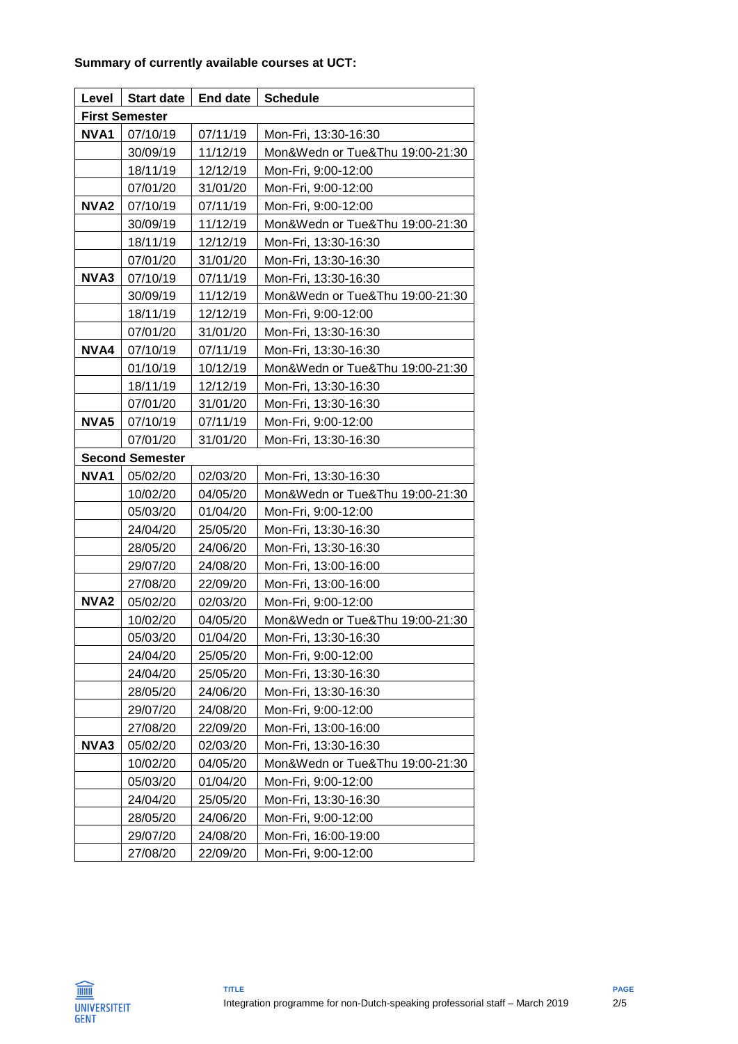**Summary of currently available courses at UCT:**

| Level | Start date | End date | Schedule |
|---|---|---|---|
| **First Semester** | | | |
| **NVA1** | 07/10/19 | 07/11/19 | Mon-Fri, 13:30-16:30 |
| | 30/09/19 | 11/12/19 | Mon&Wedn or Tue&Thu 19:00-21:30 |
| | 18/11/19 | 12/12/19 | Mon-Fri, 9:00-12:00 |
| | 07/01/20 | 31/01/20 | Mon-Fri, 9:00-12:00 |
| **NVA2** | 07/10/19 | 07/11/19 | Mon-Fri, 9:00-12:00 |
| | 30/09/19 | 11/12/19 | Mon&Wedn or Tue&Thu 19:00-21:30 |
| | 18/11/19 | 12/12/19 | Mon-Fri, 13:30-16:30 |
| | 07/01/20 | 31/01/20 | Mon-Fri, 13:30-16:30 |
| **NVA3** | 07/10/19 | 07/11/19 | Mon-Fri, 13:30-16:30 |
| | 30/09/19 | 11/12/19 | Mon&Wedn or Tue&Thu 19:00-21:30 |
| | 18/11/19 | 12/12/19 | Mon-Fri, 9:00-12:00 |
| | 07/01/20 | 31/01/20 | Mon-Fri, 13:30-16:30 |
| **NVA4** | 07/10/19 | 07/11/19 | Mon-Fri, 13:30-16:30 |
| | 01/10/19 | 10/12/19 | Mon&Wedn or Tue&Thu 19:00-21:30 |
| | 18/11/19 | 12/12/19 | Mon-Fri, 13:30-16:30 |
| | 07/01/20 | 31/01/20 | Mon-Fri, 13:30-16:30 |
| **NVA5** | 07/10/19 | 07/11/19 | Mon-Fri, 9:00-12:00 |
| | 07/01/20 | 31/01/20 | Mon-Fri, 13:30-16:30 |
| **Second Semester** | | | |
| **NVA1** | 05/02/20 | 02/03/20 | Mon-Fri, 13:30-16:30 |
| | 10/02/20 | 04/05/20 | Mon&Wedn or Tue&Thu 19:00-21:30 |
| | 05/03/20 | 01/04/20 | Mon-Fri, 9:00-12:00 |
| | 24/04/20 | 25/05/20 | Mon-Fri, 13:30-16:30 |
| | 28/05/20 | 24/06/20 | Mon-Fri, 13:30-16:30 |
| | 29/07/20 | 24/08/20 | Mon-Fri, 13:00-16:00 |
| | 27/08/20 | 22/09/20 | Mon-Fri, 13:00-16:00 |
| **NVA2** | 05/02/20 | 02/03/20 | Mon-Fri, 9:00-12:00 |
| | 10/02/20 | 04/05/20 | Mon&Wedn or Tue&Thu 19:00-21:30 |
| | 05/03/20 | 01/04/20 | Mon-Fri, 13:30-16:30 |
| | 24/04/20 | 25/05/20 | Mon-Fri, 9:00-12:00 |
| | 24/04/20 | 25/05/20 | Mon-Fri, 13:30-16:30 |
| | 28/05/20 | 24/06/20 | Mon-Fri, 13:30-16:30 |
| | 29/07/20 | 24/08/20 | Mon-Fri, 9:00-12:00 |
| | 27/08/20 | 22/09/20 | Mon-Fri, 13:00-16:00 |
| **NVA3** | 05/02/20 | 02/03/20 | Mon-Fri, 13:30-16:30 |
| | 10/02/20 | 04/05/20 | Mon&Wedn or Tue&Thu 19:00-21:30 |
| | 05/03/20 | 01/04/20 | Mon-Fri, 9:00-12:00 |
| | 24/04/20 | 25/05/20 | Mon-Fri, 13:30-16:30 |
| | 28/05/20 | 24/06/20 | Mon-Fri, 9:00-12:00 |
| | 29/07/20 | 24/08/20 | Mon-Fri, 16:00-19:00 |
| | 27/08/20 | 22/09/20 | Mon-Fri, 9:00-12:00 |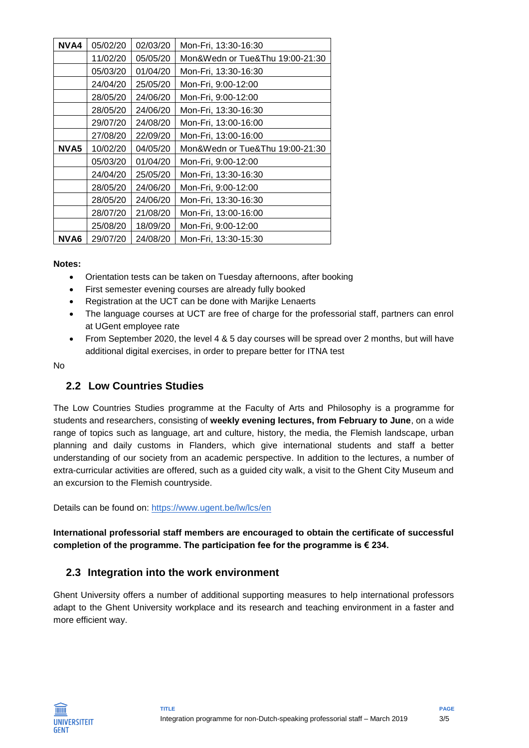| NVA4 | 05/02/20 | 02/03/20 | Mon-Fri, 13:30-16:30 |
|---|---|---|---|
| | 11/02/20 | 05/05/20 | Mon&Wedn or Tue&Thu 19:00-21:30 |
| | 05/03/20 | 01/04/20 | Mon-Fri, 13:30-16:30 |
| | 24/04/20 | 25/05/20 | Mon-Fri, 9:00-12:00 |
| | 28/05/20 | 24/06/20 | Mon-Fri, 9:00-12:00 |
| | 28/05/20 | 24/06/20 | Mon-Fri, 13:30-16:30 |
| | 29/07/20 | 24/08/20 | Mon-Fri, 13:00-16:00 |
| | 27/08/20 | 22/09/20 | Mon-Fri, 13:00-16:00 |
| **NVA5** | 10/02/20 | 04/05/20 | Mon&Wedn or Tue&Thu 19:00-21:30 |
| | 05/03/20 | 01/04/20 | Mon-Fri, 9:00-12:00 |
| | 24/04/20 | 25/05/20 | Mon-Fri, 13:30-16:30 |
| | 28/05/20 | 24/06/20 | Mon-Fri, 9:00-12:00 |
| | 28/05/20 | 24/06/20 | Mon-Fri, 13:30-16:30 |
| | 28/07/20 | 21/08/20 | Mon-Fri, 13:00-16:00 |
| | 25/08/20 | 18/09/20 | Mon-Fri, 9:00-12:00 |
| **NVA6** | 29/07/20 | 24/08/20 | Mon-Fri, 13:30-15:30 |

**Notes:**

- Orientation tests can be taken on Tuesday afternoons, after booking
- First semester evening courses are already fully booked
- Registration at the UCT can be done with Marijke Lenaerts
- The language courses at UCT are free of charge for the professorial staff, partners can enrol at UGent employee rate
- From September 2020, the level 4 & 5 day courses will be spread over 2 months, but will have additional digital exercises, in order to prepare better for ITNA test

No

## 2.2 Low Countries Studies

The Low Countries Studies programme at the Faculty of Arts and Philosophy is a programme for students and researchers, consisting of **weekly evening lectures, from February to June**, on a wide range of topics such as language, art and culture, history, the media, the Flemish landscape, urban planning and daily customs in Flanders, which give international students and staff a better understanding of our society from an academic perspective. In addition to the lectures, a number of extra-curricular activities are offered, such as a guided city walk, a visit to the Ghent City Museum and an excursion to the Flemish countryside.

Details can be found on: https://www.ugent.be/lw/lcs/en

**International professorial staff members are encouraged to obtain the certificate of successful completion of the programme. The participation fee for the programme is € 234.**

## 2.3 Integration into the work environment

Ghent University offers a number of additional supporting measures to help international professors adapt to the Ghent University workplace and its research and teaching environment in a faster and more efficient way.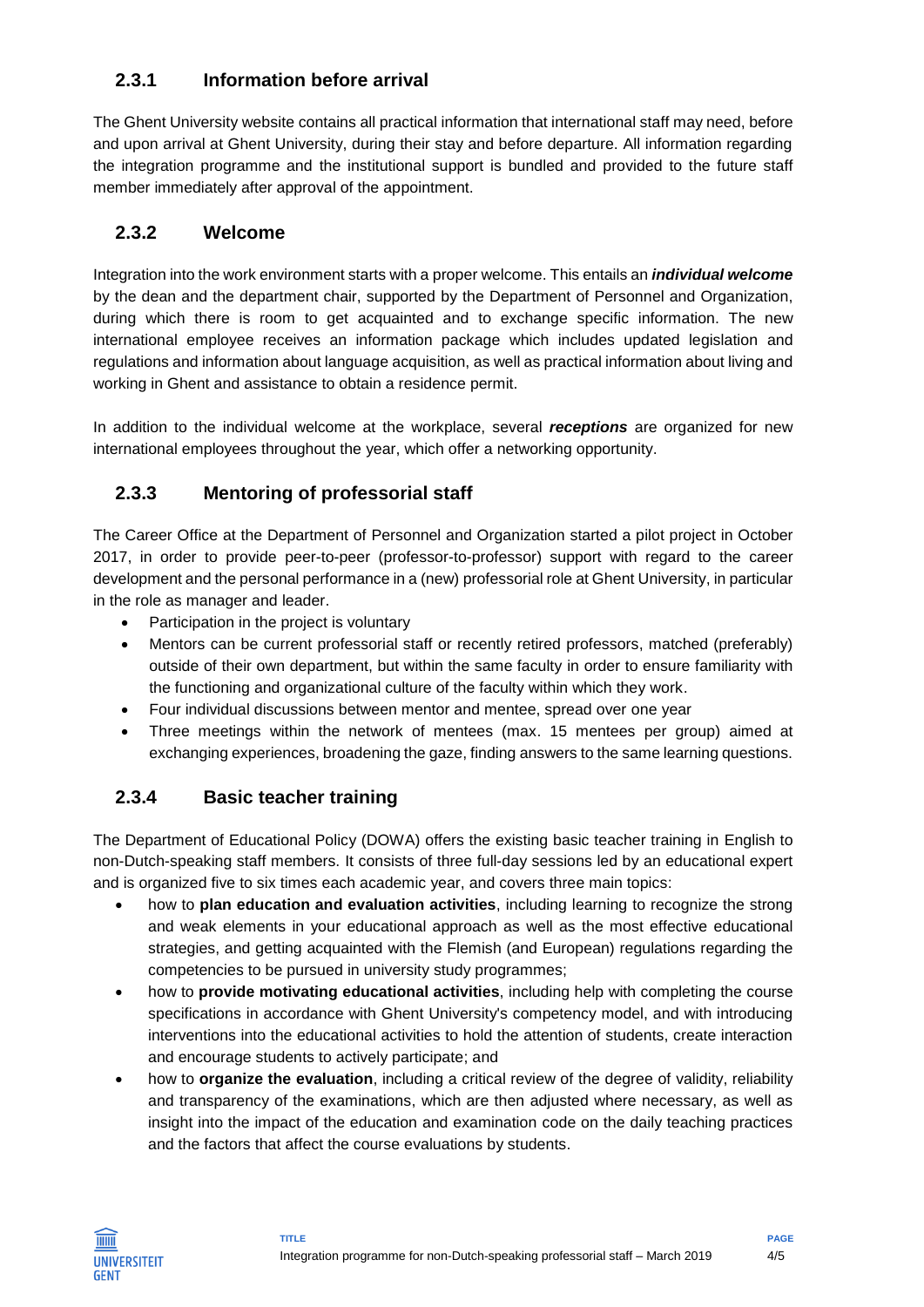### 2.3.1 Information before arrival

The Ghent University website contains all practical information that international staff may need, before and upon arrival at Ghent University, during their stay and before departure. All information regarding the integration programme and the institutional support is bundled and provided to the future staff member immediately after approval of the appointment.

### 2.3.2 Welcome

Integration into the work environment starts with a proper welcome. This entails an ***individual welcome*** by the dean and the department chair, supported by the Department of Personnel and Organization, during which there is room to get acquainted and to exchange specific information. The new international employee receives an information package which includes updated legislation and regulations and information about language acquisition, as well as practical information about living and working in Ghent and assistance to obtain a residence permit.

In addition to the individual welcome at the workplace, several ***receptions*** are organized for new international employees throughout the year, which offer a networking opportunity.

### 2.3.3 Mentoring of professorial staff

The Career Office at the Department of Personnel and Organization started a pilot project in October 2017, in order to provide peer-to-peer (professor-to-professor) support with regard to the career development and the personal performance in a (new) professorial role at Ghent University, in particular in the role as manager and leader.

- Participation in the project is voluntary
- Mentors can be current professorial staff or recently retired professors, matched (preferably) outside of their own department, but within the same faculty in order to ensure familiarity with the functioning and organizational culture of the faculty within which they work.
- Four individual discussions between mentor and mentee, spread over one year
- Three meetings within the network of mentees (max. 15 mentees per group) aimed at exchanging experiences, broadening the gaze, finding answers to the same learning questions.

### 2.3.4 Basic teacher training

The Department of Educational Policy (DOWA) offers the existing basic teacher training in English to non-Dutch-speaking staff members. It consists of three full-day sessions led by an educational expert and is organized five to six times each academic year, and covers three main topics:

- how to **plan education and evaluation activities**, including learning to recognize the strong and weak elements in your educational approach as well as the most effective educational strategies, and getting acquainted with the Flemish (and European) regulations regarding the competencies to be pursued in university study programmes;
- how to **provide motivating educational activities**, including help with completing the course specifications in accordance with Ghent University's competency model, and with introducing interventions into the educational activities to hold the attention of students, create interaction and encourage students to actively participate; and
- how to **organize the evaluation**, including a critical review of the degree of validity, reliability and transparency of the examinations, which are then adjusted where necessary, as well as insight into the impact of the education and examination code on the daily teaching practices and the factors that affect the course evaluations by students.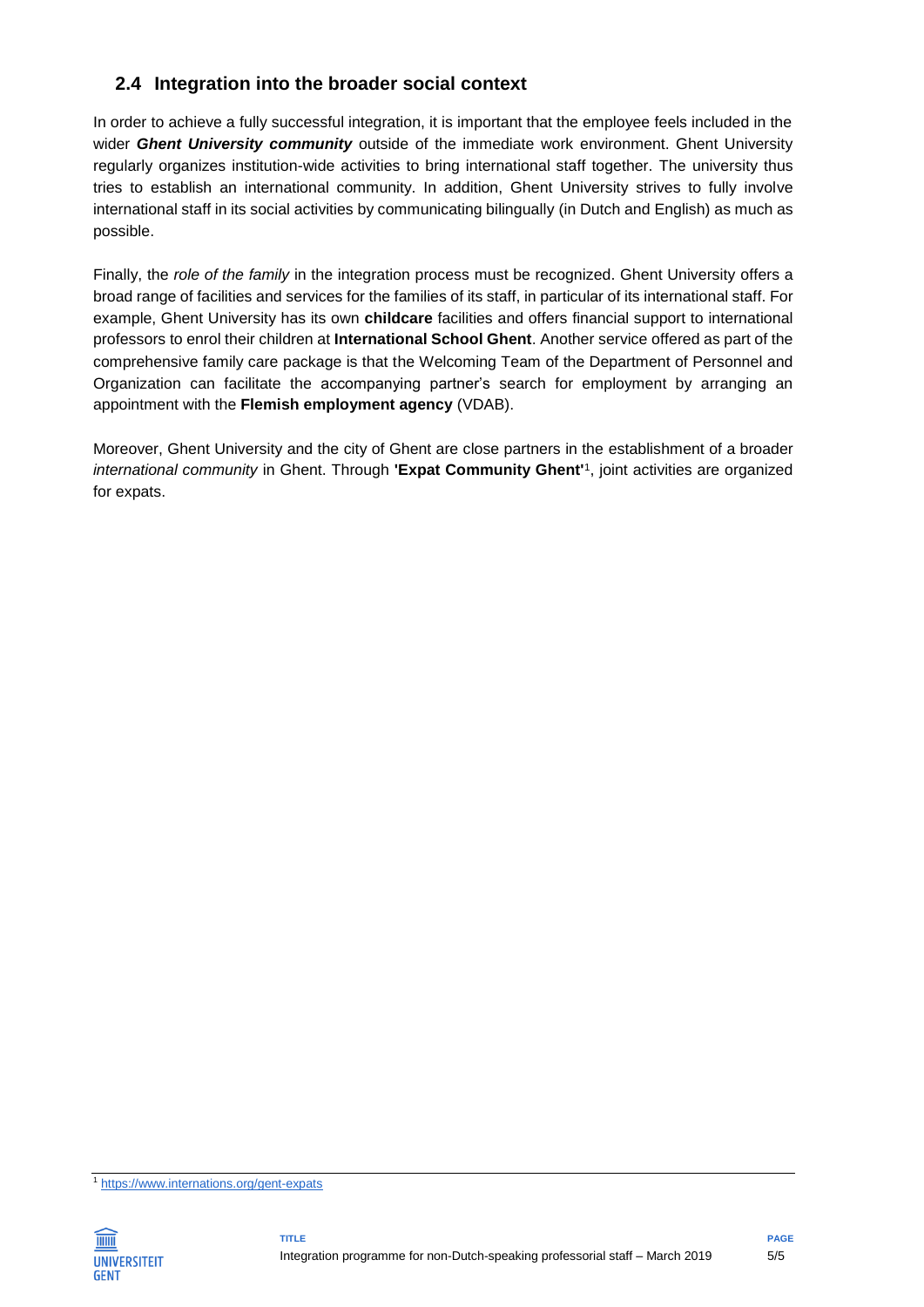## 2.4 Integration into the broader social context

In order to achieve a fully successful integration, it is important that the employee feels included in the wider ***Ghent University community*** outside of the immediate work environment. Ghent University regularly organizes institution-wide activities to bring international staff together. The university thus tries to establish an international community. In addition, Ghent University strives to fully involve international staff in its social activities by communicating bilingually (in Dutch and English) as much as possible.

Finally, the *role of the family* in the integration process must be recognized. Ghent University offers a broad range of facilities and services for the families of its staff, in particular of its international staff. For example, Ghent University has its own **childcare** facilities and offers financial support to international professors to enrol their children at **International School Ghent**. Another service offered as part of the comprehensive family care package is that the Welcoming Team of the Department of Personnel and Organization can facilitate the accompanying partner's search for employment by arranging an appointment with the **Flemish employment agency** (VDAB).

Moreover, Ghent University and the city of Ghent are close partners in the establishment of a broader *international community* in Ghent. Through **'Expat Community Ghent'**[1], joint activities are organized for expats.

---

[1] https://www.internations.org/gent-expats